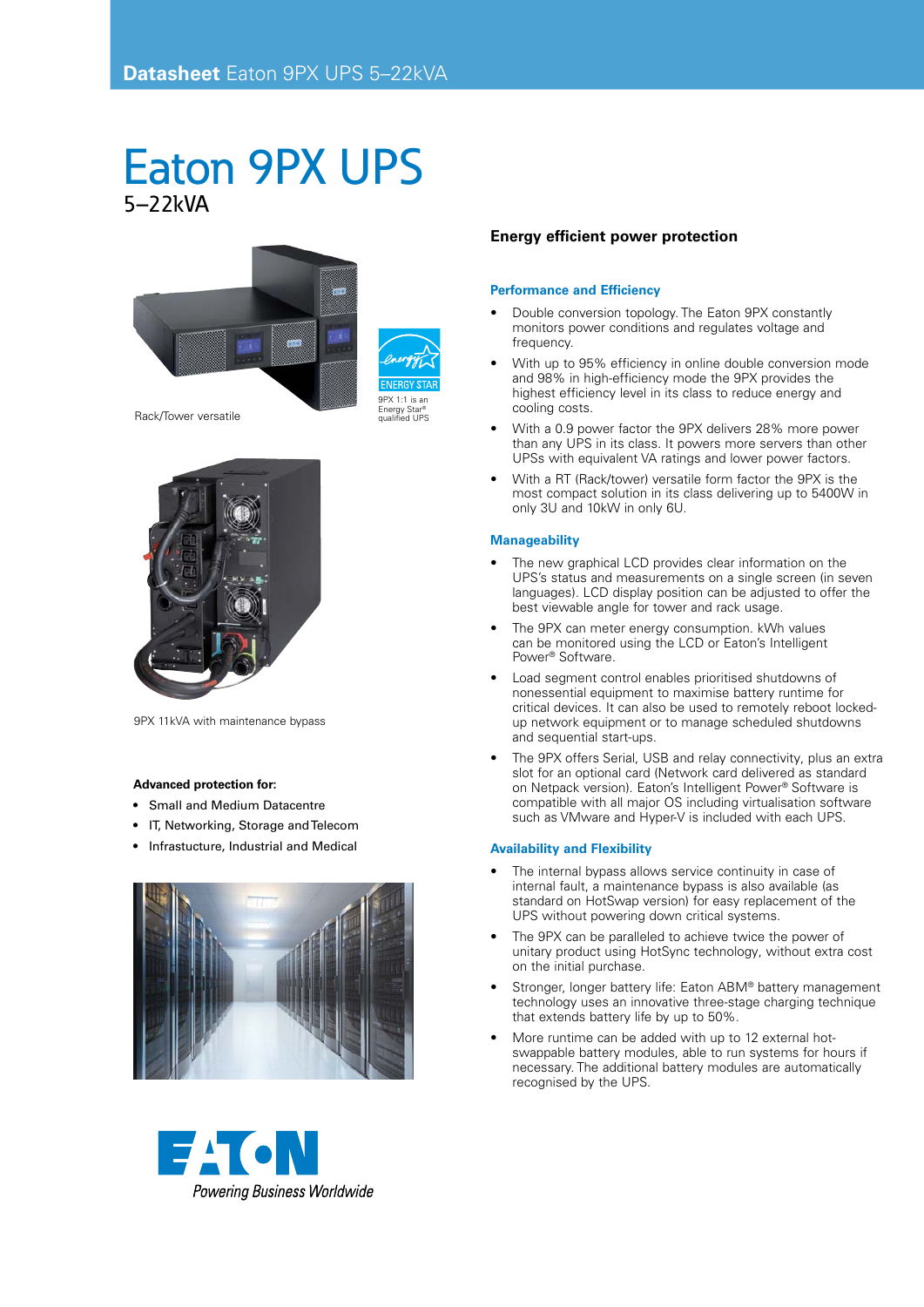# Eaton 9PX UPS

## 5–22kVA

Rack/Tower versatile

9PX 1:1 is an Energy Star® qualified UPS

9PX 11kVA with maintenance bypass

**Advanced protection for:**

- Small and Medium Datacentre
- IT, Networking, Storage and Telecom
- Infrastructure, Industrial and Medical

## Energy efficient power protection

### Performance and Efficiency

- Double conversion topology. The Eaton 9PX constantly monitors power conditions and regulates voltage and frequency.
- With up to 95% efficiency in online double conversion mode and 98% in high-efficiency mode the 9PX provides the highest efficiency level in its class to reduce energy and cooling costs.
- With a 0.9 power factor the 9PX delivers 28% more power than any UPS in its class. It powers more servers than other UPSs with equivalent VA ratings and lower power factors.
- With a RT (Rack/tower) versatile form factor the 9PX is the most compact solution in its class delivering up to 5400W in only 3U and 10kW in only 6U.

### Manageability

- The new graphical LCD provides clear information on the UPS's status and measurements on a single screen (in seven languages). LCD display position can be adjusted to offer the best viewable angle for tower and rack usage.
- The 9PX can meter energy consumption. kWh values can be monitored using the LCD or Eaton's Intelligent Power® Software.
- Load segment control enables prioritised shutdowns of nonessential equipment to maximise battery runtime for critical devices. It can also be used to remotely reboot locked-up network equipment or to manage scheduled shutdowns and sequential start-ups.
- The 9PX offers Serial, USB and relay connectivity, plus an extra slot for an optional card (Network card delivered as standard on Netpack version). Eaton's Intelligent Power® Software is compatible with all major OS including virtualisation software such as VMware and Hyper-V is included with each UPS.

### Availability and Flexibility

- The internal bypass allows service continuity in case of internal fault, a maintenance bypass is also available (as standard on HotSwap version) for easy replacement of the UPS without powering down critical systems.
- The 9PX can be paralleled to achieve twice the power of unitary product using HotSync technology, without extra cost on the initial purchase.
- Stronger, longer battery life: Eaton ABM® battery management technology uses an innovative three-stage charging technique that extends battery life by up to 50%.
- More runtime can be added with up to 12 external hot-swappable battery modules, able to run systems for hours if necessary. The additional battery modules are automatically recognised by the UPS.

EATON
Powering Business Worldwide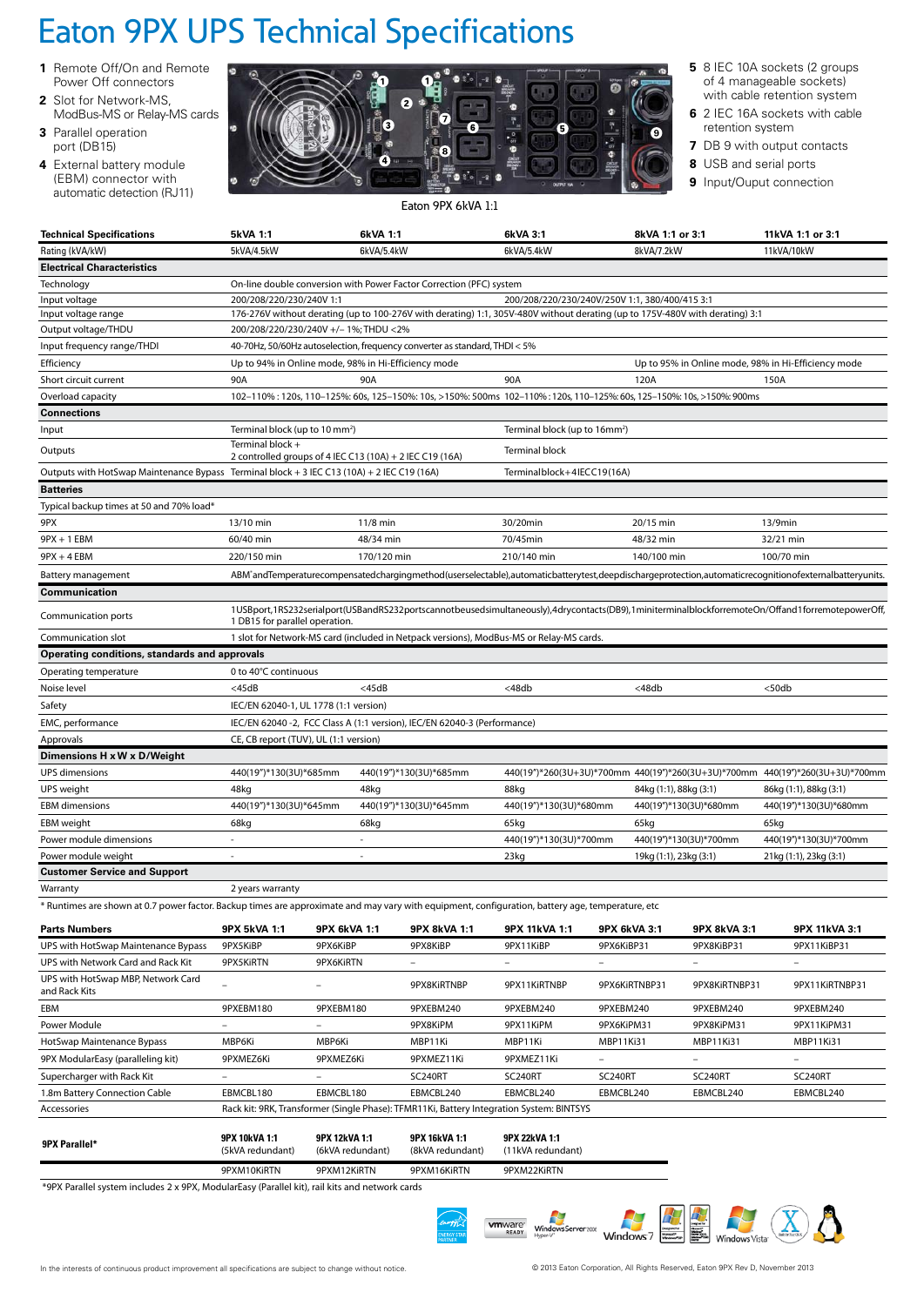# Eaton 9PX UPS Technical Specifications

1. Remote Off/On and Remote Power Off connectors
2. Slot for Network-MS, ModBus-MS or Relay-MS cards
3. Parallel operation port (DB15)
4. External battery module (EBM) connector with automatic detection (RJ11)
5. 8 IEC 10A sockets (2 groups of 4 manageable sockets) with cable retention system
6. 2 IEC 16A sockets with cable retention system
7. DB 9 with output contacts
8. USB and serial ports
9. Input/Ouput connection

Eaton 9PX 6kVA 1:1

| Technical Specifications | 5kVA 1:1 | 6kVA 1:1 | 6kVA 3:1 | 8kVA 1:1 or 3:1 | 11kVA 1:1 or 3:1 |
|---|---|---|---|---|---|
| Rating (kVA/kW) | 5kVA/4.5kW | 6kVA/5.4kW | 6kVA/5.4kW | 8kVA/7.2kW | 11kVA/10kW |
| **Electrical Characteristics** | | | | | |
| Technology | On-line double conversion with Power Factor Correction (PFC) system | | | | |
| Input voltage | 200/208/220/230/240V 1:1 | | 200/208/220/230/240V/250V 1:1, 380/400/415 3:1 | | |
| Input voltage range | 176-276V without derating (up to 100-276V with derating) 1:1, 305V-480V without derating (up to 175V-480V with derating) 3:1 | | | | |
| Output voltage/THDU | 200/208/220/230/240V +/– 1%; THDU <2% | | | | |
| Input frequency range/THDI | 40-70Hz, 50/60Hz autoselection, frequency converter as standard, THDI < 5% | | | | |
| Efficiency | Up to 94% in Online mode, 98% in Hi-Efficiency mode | | | Up to 95% in Online mode, 98% in Hi-Efficiency mode | |
| Short circuit current | 90A | 90A | 90A | 120A | 150A |
| Overload capacity | 102–110% : 120s, 110–125%: 60s, 125–150%: 10s, >150%: 500ms | | 102–110% : 120s, 110–125%: 60s, 125–150%: 10s, >150%: 900ms | | |
| **Connections** | | | | | |
| Input | Terminal block (up to 10 mm²) | | Terminal block (up to 16mm²) | | |
| Outputs | Terminal block + 2 controlled groups of 4 IEC C13 (10A) + 2 IEC C19 (16A) | | Terminal block | | |
| Outputs with HotSwap Maintenance Bypass | Terminal block + 3 IEC C13 (10A) + 2 IEC C19 (16A) | | Terminalblock+4IECC19(16A) | | |
| **Batteries** | | | | | |
| Typical backup times at 50 and 70% load* | | | | | |
| 9PX | 13/10 min | 11/8 min | 30/20min | 20/15 min | 13/9min |
| 9PX + 1 EBM | 60/40 min | 48/34 min | 70/45min | 48/32 min | 32/21 min |
| 9PX + 4 EBM | 220/150 min | 170/120 min | 210/140 min | 140/100 min | 100/70 min |
| Battery management | ABM˚andTemperaturecompensatedchargingmethod(userselectable),automaticbatterytest,deepdischargeprotection,automaticrecognitionofexternalbatteryunits. | | | | |
| **Communication** | | | | | |
| Communication ports | 1USBport,1RS232serialport(USBandRS232portscannotbeusedsimultaneously),4drycontacts(DB9),1miniterminalblockforremoteOn/Offand1forremotepowerOff, 1 DB15 for parallel operation. | | | | |
| Communication slot | 1 slot for Network-MS card (included in Netpack versions), ModBus-MS or Relay-MS cards. | | | | |
| **Operating conditions, standards and approvals** | | | | | |
| Operating temperature | 0 to 40°C continuous | | | | |
| Noise level | <45dB | <45dB | <48db | <48db | <50db |
| Safety | IEC/EN 62040-1, UL 1778 (1:1 version) | | | | |
| EMC, performance | IEC/EN 62040 -2, FCC Class A (1:1 version), IEC/EN 62040-3 (Performance) | | | | |
| Approvals | CE, CB report (TUV), UL (1:1 version) | | | | |
| **Dimensions H x W x D/Weight** | | | | | |
| UPS dimensions | 440(19")*130(3U)*685mm | 440(19")*130(3U)*685mm | 440(19")*260(3U+3U)*700mm | 440(19")*260(3U+3U)*700mm | 440(19")*260(3U+3U)*700mm |
| UPS weight | 48kg | 48kg | 88kg | 84kg (1:1), 88kg (3:1) | 86kg (1:1), 88kg (3:1) |
| EBM dimensions | 440(19")*130(3U)*645mm | 440(19")*130(3U)*645mm | 440(19")*130(3U)*680mm | 440(19")*130(3U)*680mm | 440(19")*130(3U)*680mm |
| EBM weight | 68kg | 68kg | 65kg | 65kg | 65kg |
| Power module dimensions | - | - | 440(19")*130(3U)*700mm | 440(19")*130(3U)*700mm | 440(19")*130(3U)*700mm |
| Power module weight | - | - | 23kg | 19kg (1:1), 23kg (3:1) | 21kg (1:1), 23kg (3:1) |
| **Customer Service and Support** | | | | | |
| Warranty | 2 years warranty | | | | |

* Runtimes are shown at 0.7 power factor. Backup times are approximate and may vary with equipment, configuration, battery age, temperature, etc

| Parts Numbers | 9PX 5kVA 1:1 | 9PX 6kVA 1:1 | 9PX 8kVA 1:1 | 9PX 11kVA 1:1 | 9PX 6kVA 3:1 | 9PX 8kVA 3:1 | 9PX 11kVA 3:1 |
|---|---|---|---|---|---|---|---|
| UPS with HotSwap Maintenance Bypass | 9PX5KiBP | 9PX6KiBP | 9PX8KiBP | 9PX11KiBP | 9PX6KiBP31 | 9PX8KiBP31 | 9PX11KiBP31 |
| UPS with Network Card and Rack Kit | 9PX5KiRTN | 9PX6KiRTN | – | – | – | – | – |
| UPS with HotSwap MBP, Network Card and Rack Kits | – | – | 9PX8KiRTNBP | 9PX11KiRTNBP | 9PX6KiRTNBP31 | 9PX8KiRTNBP31 | 9PX11KiRTNBP31 |
| EBM | 9PXEBM180 | 9PXEBM180 | 9PXEBM240 | 9PXEBM240 | 9PXEBM240 | 9PXEBM240 | 9PXEBM240 |
| Power Module | – | – | 9PX8KiPM | 9PX11KiPM | 9PX6KiPM31 | 9PX8KiPM31 | 9PX11KiPM31 |
| HotSwap Maintenance Bypass | MBP6Ki | MBP6Ki | MBP11Ki | MBP11Ki | MBP11Ki31 | MBP11Ki31 | MBP11Ki31 |
| 9PX ModularEasy (paralleling kit) | 9PXMEZ6Ki | 9PXMEZ6Ki | 9PXMEZ11Ki | 9PXMEZ11Ki | – | – | – |
| Supercharger with Rack Kit | – | – | SC240RT | SC240RT | SC240RT | SC240RT | SC240RT |
| 1.8m Battery Connection Cable | EBMCBL180 | EBMCBL180 | EBMCBL240 | EBMCBL240 | EBMCBL240 | EBMCBL240 | EBMCBL240 |
| Accessories | Rack kit: 9RK, Transformer (Single Phase): TFMR11Ki, Battery Integration System: BINTSYS | | | | | | |

| 9PX Parallel* | 9PX 10kVA 1:1 (5kVA redundant) | 9PX 12kVA 1:1 (6kVA redundant) | 9PX 16kVA 1:1 (8kVA redundant) | 9PX 22kVA 1:1 (11kVA redundant) |
|---|---|---|---|---|
| | 9PXM10KiRTN | 9PXM12KiRTN | 9PXM16KiRTN | 9PXM22KiRTN |

*9PX Parallel system includes 2 x 9PX, ModularEasy (Parallel kit), rail kits and network cards

In the interests of continuous product improvement all specifications are subject to change without notice.

© 2013 Eaton Corporation, All Rights Reserved, Eaton 9PX Rev D, November 2013